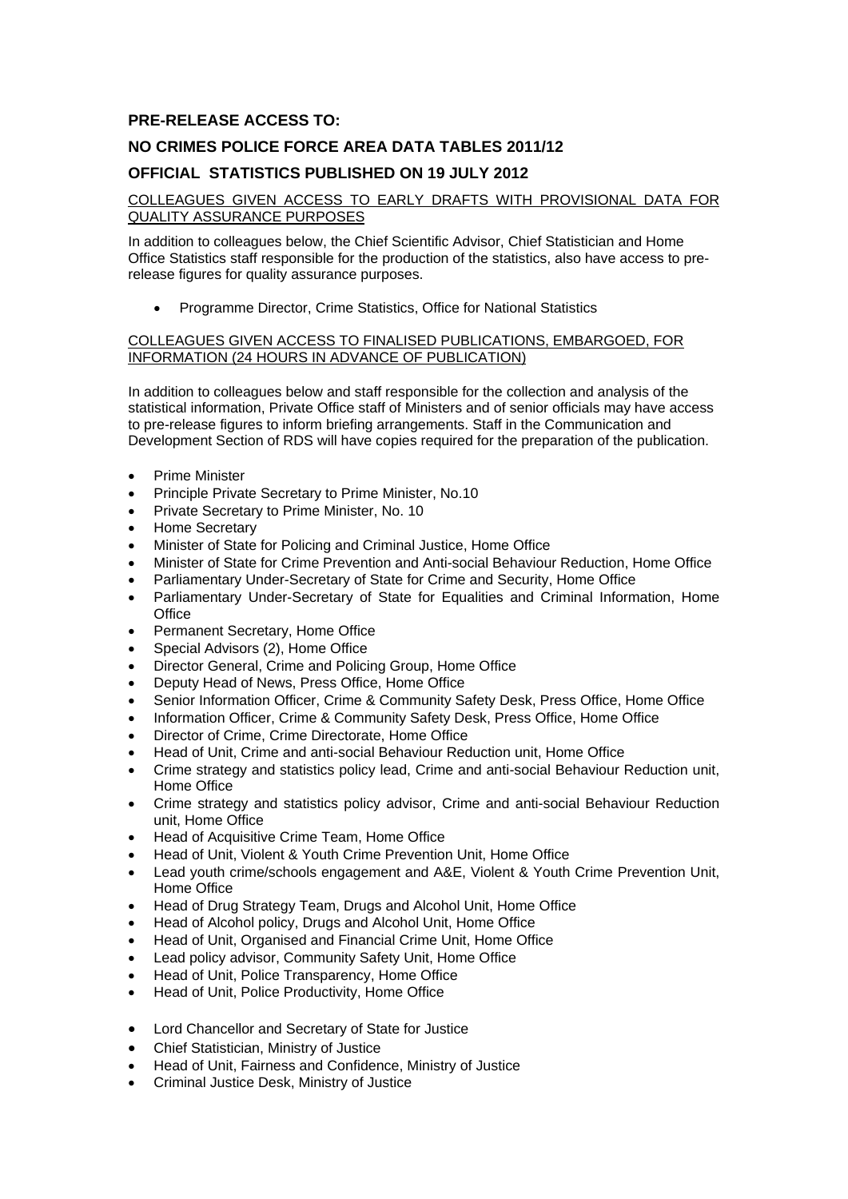# PRE-RELEASE ACCESS TO:

# NO CRIMES POLICE FORCE AREA DATA TABLES 2011/12

# OFFICIAL STATISTICS PUBLISHED ON 19 JULY 2012

COLLEAGUES GIVEN ACCESS TO EARLY DRAFTS WITH PROVISIONAL DATA FOR QUALITY ASSURANCE PURPOSES

In addition to colleagues below, the Chief Scientific Advisor, Chief Statistician and Home Office Statistics staff responsible for the production of the statistics, also have access to pre-release figures for quality assurance purposes.

- Programme Director, Crime Statistics, Office for National Statistics

COLLEAGUES GIVEN ACCESS TO FINALISED PUBLICATIONS, EMBARGOED, FOR INFORMATION (24 HOURS IN ADVANCE OF PUBLICATION)

In addition to colleagues below and staff responsible for the collection and analysis of the statistical information, Private Office staff of Ministers and of senior officials may have access to pre-release figures to inform briefing arrangements. Staff in the Communication and Development Section of RDS will have copies required for the preparation of the publication.

- Prime Minister
- Principle Private Secretary to Prime Minister, No.10
- Private Secretary to Prime Minister, No. 10
- Home Secretary
- Minister of State for Policing and Criminal Justice, Home Office
- Minister of State for Crime Prevention and Anti-social Behaviour Reduction, Home Office
- Parliamentary Under-Secretary of State for Crime and Security, Home Office
- Parliamentary Under-Secretary of State for Equalities and Criminal Information, Home Office
- Permanent Secretary, Home Office
- Special Advisors (2), Home Office
- Director General, Crime and Policing Group, Home Office
- Deputy Head of News, Press Office, Home Office
- Senior Information Officer, Crime & Community Safety Desk, Press Office, Home Office
- Information Officer, Crime & Community Safety Desk, Press Office, Home Office
- Director of Crime, Crime Directorate, Home Office
- Head of Unit, Crime and anti-social Behaviour Reduction unit, Home Office
- Crime strategy and statistics policy lead, Crime and anti-social Behaviour Reduction unit, Home Office
- Crime strategy and statistics policy advisor, Crime and anti-social Behaviour Reduction unit, Home Office
- Head of Acquisitive Crime Team, Home Office
- Head of Unit, Violent & Youth Crime Prevention Unit, Home Office
- Lead youth crime/schools engagement and A&E, Violent & Youth Crime Prevention Unit, Home Office
- Head of Drug Strategy Team, Drugs and Alcohol Unit, Home Office
- Head of Alcohol policy, Drugs and Alcohol Unit, Home Office
- Head of Unit, Organised and Financial Crime Unit, Home Office
- Lead policy advisor, Community Safety Unit, Home Office
- Head of Unit, Police Transparency, Home Office
- Head of Unit, Police Productivity, Home Office

- Lord Chancellor and Secretary of State for Justice
- Chief Statistician, Ministry of Justice
- Head of Unit, Fairness and Confidence, Ministry of Justice
- Criminal Justice Desk, Ministry of Justice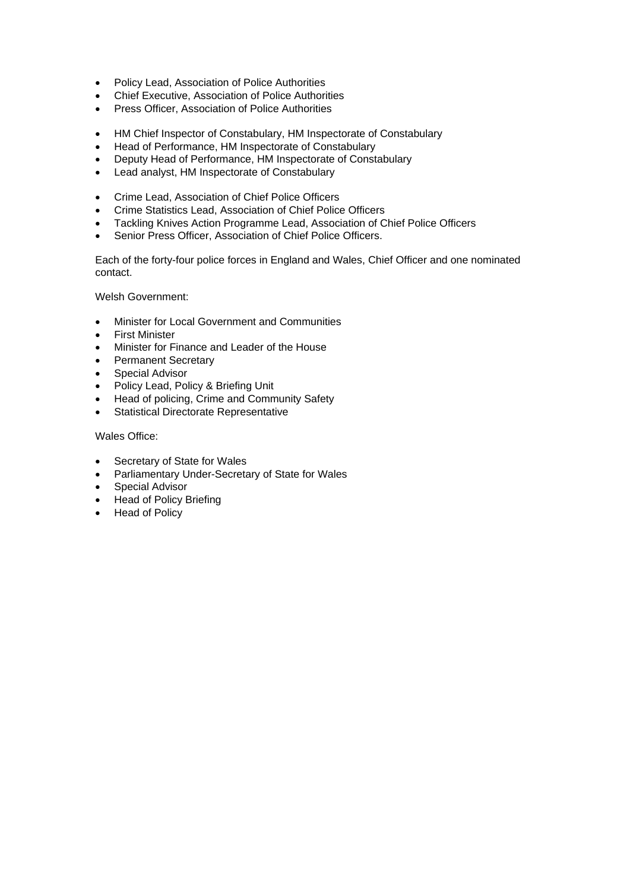- Policy Lead, Association of Police Authorities
- Chief Executive, Association of Police Authorities
- Press Officer, Association of Police Authorities

- HM Chief Inspector of Constabulary, HM Inspectorate of Constabulary
- Head of Performance, HM Inspectorate of Constabulary
- Deputy Head of Performance, HM Inspectorate of Constabulary
- Lead analyst, HM Inspectorate of Constabulary

- Crime Lead, Association of Chief Police Officers
- Crime Statistics Lead, Association of Chief Police Officers
- Tackling Knives Action Programme Lead, Association of Chief Police Officers
- Senior Press Officer, Association of Chief Police Officers.

Each of the forty-four police forces in England and Wales, Chief Officer and one nominated contact.

Welsh Government:

- Minister for Local Government and Communities
- First Minister
- Minister for Finance and Leader of the House
- Permanent Secretary
- Special Advisor
- Policy Lead, Policy & Briefing Unit
- Head of policing, Crime and Community Safety
- Statistical Directorate Representative

Wales Office:

- Secretary of State for Wales
- Parliamentary Under-Secretary of State for Wales
- Special Advisor
- Head of Policy Briefing
- Head of Policy